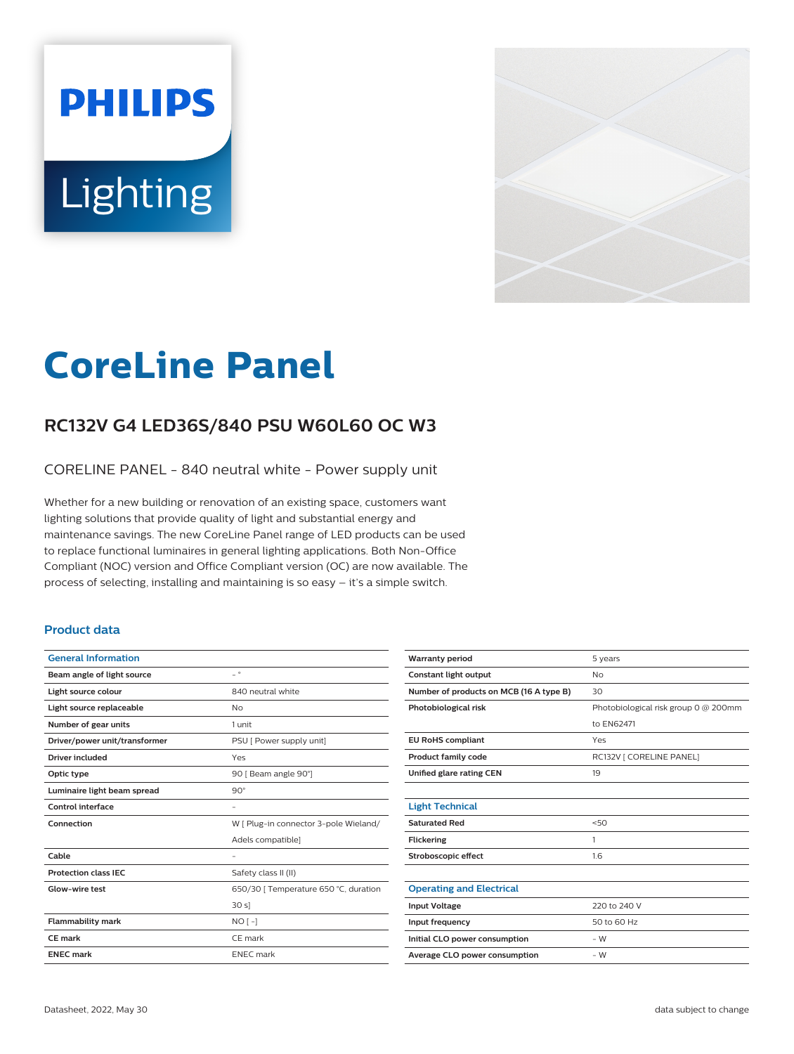# CoreLine Panel

## RC132V G4 LED36S/840 PSU W60L60 OC W3

CORELINE PANEL - 840 neutral white - Power supply unit

Whether for a new building or renovation of an existing space, customers want lighting solutions that provide quality of light and substantial energy and maintenance savings. The new CoreLine Panel range of LED products can be used to replace functional luminaires in general lighting applications. Both Non-Office Compliant (NOC) version and Office Compliant version (OC) are now available. The process of selecting, installing and maintaining is so easy – it's a simple switch.

### Product data

| General Information | |
|---|---|
| **Beam angle of light source** | - ° |
| **Light source colour** | 840 neutral white |
| **Light source replaceable** | No |
| **Number of gear units** | 1 unit |
| **Driver/power unit/transformer** | PSU [ Power supply unit] |
| **Driver included** | Yes |
| **Optic type** | 90 [ Beam angle 90°] |
| **Luminaire light beam spread** | 90° |
| **Control interface** | - |
| **Connection** | W [ Plug-in connector 3-pole Wieland/ Adels compatible] |
| **Cable** | - |
| **Protection class IEC** | Safety class II (II) |
| **Glow-wire test** | 650/30 [ Temperature 650 °C, duration 30 s] |
| **Flammability mark** | NO [ -] |
| **CE mark** | CE mark |
| **ENEC mark** | ENEC mark |
| **Warranty period** | 5 years |
| **Constant light output** | No |
| **Number of products on MCB (16 A type B)** | 30 |
| **Photobiological risk** | Photobiological risk group 0 @ 200mm to EN62471 |
| **EU RoHS compliant** | Yes |
| **Product family code** | RC132V [ CORELINE PANEL] |
| **Unified glare rating CEN** | 19 |

| Light Technical | |
|---|---|
| **Saturated Red** | <50 |
| **Flickering** | 1 |
| **Stroboscopic effect** | 1.6 |

| Operating and Electrical | |
|---|---|
| **Input Voltage** | 220 to 240 V |
| **Input frequency** | 50 to 60 Hz |
| **Initial CLO power consumption** | - W |
| **Average CLO power consumption** | - W |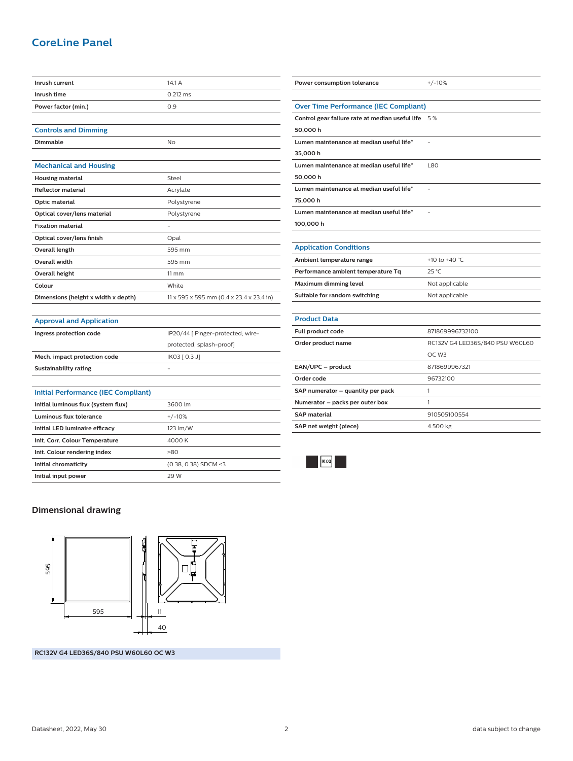# CoreLine Panel

| | |
|---|---|
| Inrush current | 14.1 A |
| Inrush time | 0.212 ms |
| Power factor (min.) | 0.9 |

## Controls and Dimming

| | |
|---|---|
| Dimmable | No |

## Mechanical and Housing

| | |
|---|---|
| Housing material | Steel |
| Reflector material | Acrylate |
| Optic material | Polystyrene |
| Optical cover/lens material | Polystyrene |
| Fixation material | - |
| Optical cover/lens finish | Opal |
| Overall length | 595 mm |
| Overall width | 595 mm |
| Overall height | 11 mm |
| Colour | White |
| Dimensions (height x width x depth) | 11 x 595 x 595 mm (0.4 x 23.4 x 23.4 in) |

## Approval and Application

| | |
|---|---|
| Ingress protection code | IP20/44 [ Finger-protected; wire-protected, splash-proof] |
| Mech. impact protection code | IK03 [ 0.3 J] |
| Sustainability rating | - |

## Initial Performance (IEC Compliant)

| | |
|---|---|
| Initial luminous flux (system flux) | 3600 lm |
| Luminous flux tolerance | +/-10% |
| Initial LED luminaire efficacy | 123 lm/W |
| Init. Corr. Colour Temperature | 4000 K |
| Init. Colour rendering index | >80 |
| Initial chromaticity | (0.38, 0.38) SDCM <3 |
| Initial input power | 29 W |

| | |
|---|---|
| Power consumption tolerance | +/-10% |

## Over Time Performance (IEC Compliant)

| | |
|---|---|
| Control gear failure rate at median useful life 50,000 h | 5 % |
| Lumen maintenance at median useful life* 35,000 h | - |
| Lumen maintenance at median useful life* 50,000 h | L80 |
| Lumen maintenance at median useful life* 75,000 h | - |
| Lumen maintenance at median useful life* 100,000 h | - |

## Application Conditions

| | |
|---|---|
| Ambient temperature range | +10 to +40 °C |
| Performance ambient temperature Tq | 25 °C |
| Maximum dimming level | Not applicable |
| Suitable for random switching | Not applicable |

## Product Data

| | |
|---|---|
| Full product code | 871869996732100 |
| Order product name | RC132V G4 LED36S/840 PSU W60L60 OC W3 |
| EAN/UPC – product | 8718699967321 |
| Order code | 96732100 |
| SAP numerator – quantity per pack | 1 |
| Numerator – packs per outer box | 1 |
| SAP material | 910505100554 |
| SAP net weight (piece) | 4.500 kg |

IK03

## Dimensional drawing

595

595

11

40

RC132V G4 LED36S/840 PSU W60L60 OC W3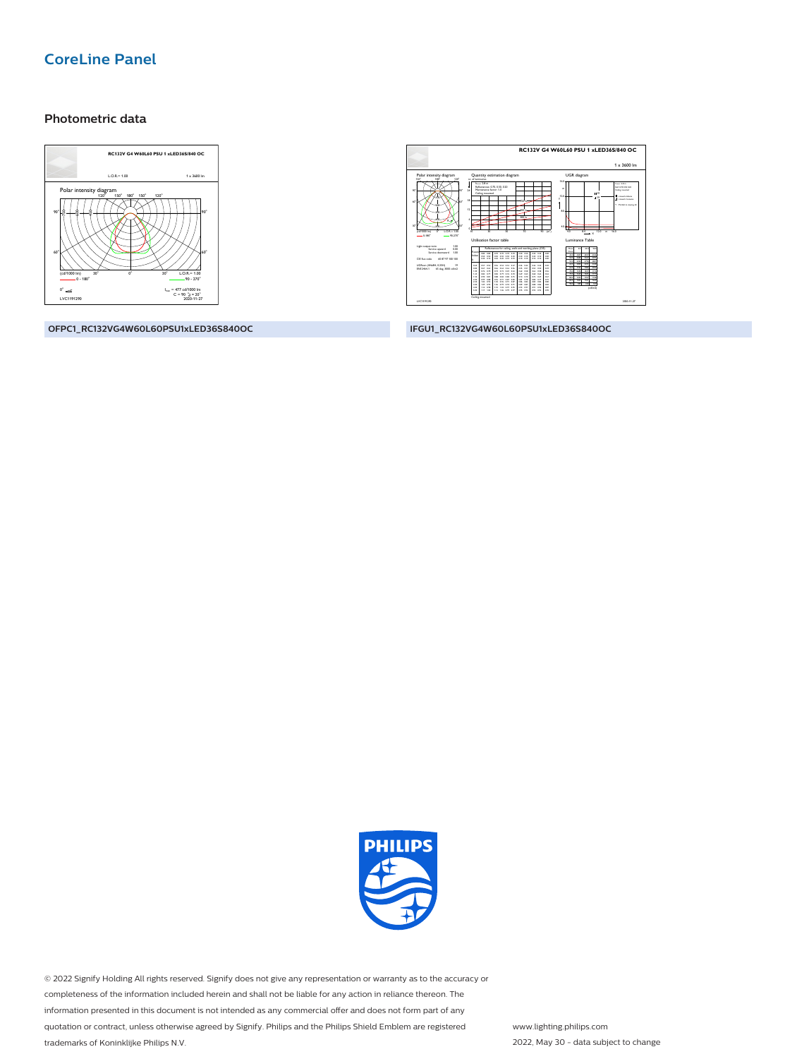## CoreLine Panel

### Photometric data

RC132V G4 W60L60 PSU 1 xLED36S/840 OC

L.O.R.= 1.00

1 x 3600 lm

Polar intensity diagram

120° 150° 180° 150° 120°

90° 90°

60° 60°

(cd/1000 lm) 30° 0° 30° L.O.R.= 1.00

0 - 180°

90 - 270°

$I_{max}$ = 477 cd/1000 lm

C = 90 γ = 20°

LVC1191290

2020-11-27

OFPC1_RC132VG4W60L60PSU1xLED36S840OC

RC132V G4 W60L60 PSU 1 xLED36S/840 OC

1 x 3600 lm

Polar intensity diagram

Quantity estimation diagram

UGR diagram

Utilisation factor table

Luminance Table

LVC1191290

2020-11-27

IFGU1_RC132VG4W60L60PSU1xLED36S840OC

© 2022 Signify Holding All rights reserved. Signify does not give any representation or warranty as to the accuracy or completeness of the information included herein and shall not be liable for any action in reliance thereon. The information presented in this document is not intended as any commercial offer and does not form part of any quotation or contract, unless otherwise agreed by Signify. Philips and the Philips Shield Emblem are registered trademarks of Koninklijke Philips N.V.

www.lighting.philips.com

2022, May 30 - data subject to change